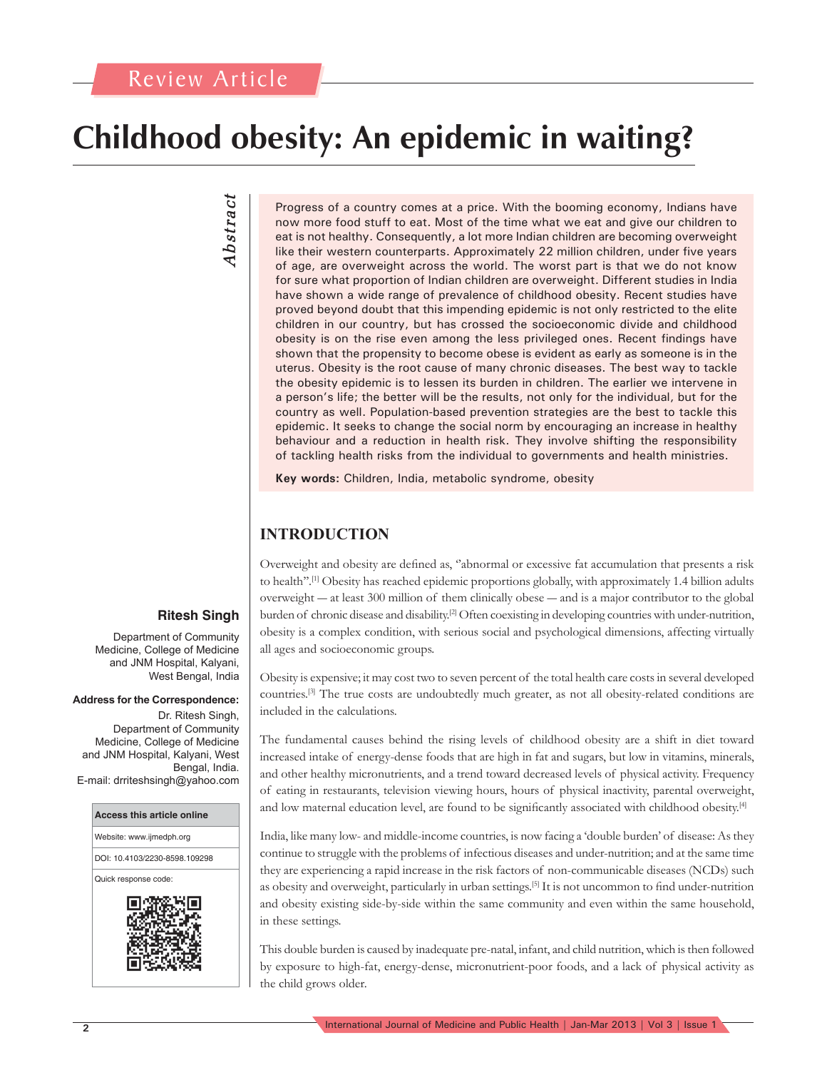Review Article

# Childhood obesity: An epidemic in waiting?

**Ritesh Singh**

Department of Community Medicine, College of Medicine and JNM Hospital, Kalyani, West Bengal, India

**Address for the Correspondence:**
Dr. Ritesh Singh, Department of Community Medicine, College of Medicine and JNM Hospital, Kalyani, West Bengal, India.
E-mail: drriteshsingh@yahoo.com

| Access this article online |
|---|
| Website: www.ijmedph.org |
| DOI: 10.4103/2230-8598.109298 |
| Quick response code: |

## Abstract

Progress of a country comes at a price. With the booming economy, Indians have now more food stuff to eat. Most of the time what we eat and give our children to eat is not healthy. Consequently, a lot more Indian children are becoming overweight like their western counterparts. Approximately 22 million children, under five years of age, are overweight across the world. The worst part is that we do not know for sure what proportion of Indian children are overweight. Different studies in India have shown a wide range of prevalence of childhood obesity. Recent studies have proved beyond doubt that this impending epidemic is not only restricted to the elite children in our country, but has crossed the socioeconomic divide and childhood obesity is on the rise even among the less privileged ones. Recent findings have shown that the propensity to become obese is evident as early as someone is in the uterus. Obesity is the root cause of many chronic diseases. The best way to tackle the obesity epidemic is to lessen its burden in children. The earlier we intervene in a person's life; the better will be the results, not only for the individual, but for the country as well. Population-based prevention strategies are the best to tackle this epidemic. It seeks to change the social norm by encouraging an increase in healthy behaviour and a reduction in health risk. They involve shifting the responsibility of tackling health risks from the individual to governments and health ministries.

**Key words:** Children, India, metabolic syndrome, obesity

## INTRODUCTION

Overweight and obesity are defined as, "abnormal or excessive fat accumulation that presents a risk to health".[1] Obesity has reached epidemic proportions globally, with approximately 1.4 billion adults overweight — at least 300 million of them clinically obese — and is a major contributor to the global burden of chronic disease and disability.[2] Often coexisting in developing countries with under-nutrition, obesity is a complex condition, with serious social and psychological dimensions, affecting virtually all ages and socioeconomic groups.

Obesity is expensive; it may cost two to seven percent of the total health care costs in several developed countries.[3] The true costs are undoubtedly much greater, as not all obesity-related conditions are included in the calculations.

The fundamental causes behind the rising levels of childhood obesity are a shift in diet toward increased intake of energy-dense foods that are high in fat and sugars, but low in vitamins, minerals, and other healthy micronutrients, and a trend toward decreased levels of physical activity. Frequency of eating in restaurants, television viewing hours, hours of physical inactivity, parental overweight, and low maternal education level, are found to be significantly associated with childhood obesity.[4]

India, like many low- and middle-income countries, is now facing a 'double burden' of disease: As they continue to struggle with the problems of infectious diseases and under-nutrition; and at the same time they are experiencing a rapid increase in the risk factors of non-communicable diseases (NCDs) such as obesity and overweight, particularly in urban settings.[5] It is not uncommon to find under-nutrition and obesity existing side-by-side within the same community and even within the same household, in these settings.

This double burden is caused by inadequate pre-natal, infant, and child nutrition, which is then followed by exposure to high-fat, energy-dense, micronutrient-poor foods, and a lack of physical activity as the child grows older.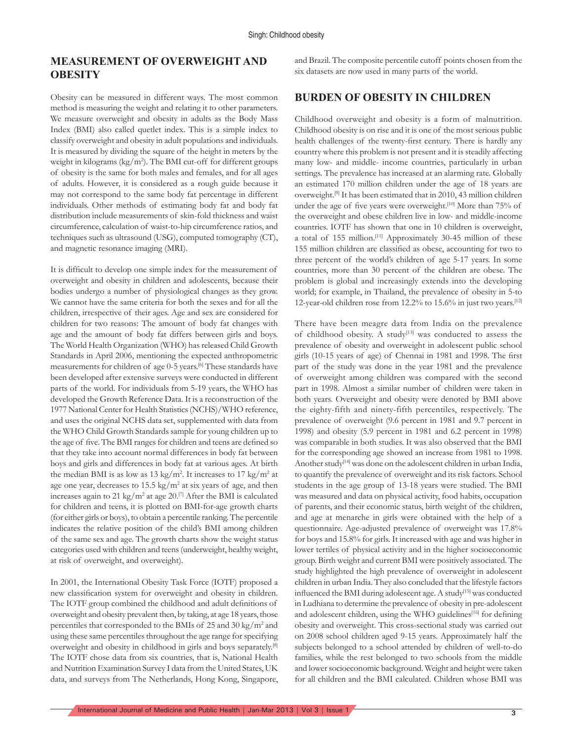## MEASUREMENT OF OVERWEIGHT AND OBESITY

Obesity can be measured in different ways. The most common method is measuring the weight and relating it to other parameters. We measure overweight and obesity in adults as the Body Mass Index (BMI) also called quetlet index. This is a simple index to classify overweight and obesity in adult populations and individuals. It is measured by dividing the square of the height in meters by the weight in kilograms (kg/m$^2$). The BMI cut-off for different groups of obesity is the same for both males and females, and for all ages of adults. However, it is considered as a rough guide because it may not correspond to the same body fat percentage in different individuals. Other methods of estimating body fat and body fat distribution include measurements of skin-fold thickness and waist circumference, calculation of waist-to-hip circumference ratios, and techniques such as ultrasound (USG), computed tomography (CT), and magnetic resonance imaging (MRI).

It is difficult to develop one simple index for the measurement of overweight and obesity in children and adolescents, because their bodies undergo a number of physiological changes as they grow. We cannot have the same criteria for both the sexes and for all the children, irrespective of their ages. Age and sex are considered for children for two reasons: The amount of body fat changes with age and the amount of body fat differs between girls and boys. The World Health Organization (WHO) has released Child Growth Standards in April 2006, mentioning the expected anthropometric measurements for children of age 0-5 years.[6] These standards have been developed after extensive surveys were conducted in different parts of the world. For individuals from 5-19 years, the WHO has developed the Growth Reference Data. It is a reconstruction of the 1977 National Center for Health Statistics (NCHS)/WHO reference, and uses the original NCHS data set, supplemented with data from the WHO Child Growth Standards sample for young children up to the age of five. The BMI ranges for children and teens are defined so that they take into account normal differences in body fat between boys and girls and differences in body fat at various ages. At birth the median BMI is as low as 13 kg/m$^2$. It increases to 17 kg/m$^2$ at age one year, decreases to 15.5 kg/m$^2$ at six years of age, and then increases again to 21 kg/m$^2$ at age 20.[7] After the BMI is calculated for children and teens, it is plotted on BMI-for-age growth charts (for either girls or boys), to obtain a percentile ranking. The percentile indicates the relative position of the child's BMI among children of the same sex and age. The growth charts show the weight status categories used with children and teens (underweight, healthy weight, at risk of overweight, and overweight).

In 2001, the International Obesity Task Force (IOTF) proposed a new classification system for overweight and obesity in children. The IOTF group combined the childhood and adult definitions of overweight and obesity prevalent then, by taking, at age 18 years, those percentiles that corresponded to the BMIs of 25 and 30 kg/m$^2$ and using these same percentiles throughout the age range for specifying overweight and obesity in childhood in girls and boys separately.[8] The IOTF chose data from six countries, that is, National Health and Nutrition Examination Survey I data from the United States, UK data, and surveys from The Netherlands, Hong Kong, Singapore, and Brazil. The composite percentile cutoff points chosen from the six datasets are now used in many parts of the world.

## BURDEN OF OBESITY IN CHILDREN

Childhood overweight and obesity is a form of malnutrition. Childhood obesity is on rise and it is one of the most serious public health challenges of the twenty-first century. There is hardly any country where this problem is not present and it is steadily affecting many low- and middle- income countries, particularly in urban settings. The prevalence has increased at an alarming rate. Globally an estimated 170 million children under the age of 18 years are overweight.[9] It has been estimated that in 2010, 43 million children under the age of five years were overweight.[10] More than 75% of the overweight and obese children live in low- and middle-income countries. IOTF has shown that one in 10 children is overweight, a total of 155 million.[11] Approximately 30-45 million of these 155 million children are classified as obese, accounting for two to three percent of the world's children of age 5-17 years. In some countries, more than 30 percent of the children are obese. The problem is global and increasingly extends into the developing world; for example, in Thailand, the prevalence of obesity in 5-to 12-year-old children rose from 12.2% to 15.6% in just two years.[12]

There have been meagre data from India on the prevalence of childhood obesity. A study[13] was conducted to assess the prevalence of obesity and overweight in adolescent public school girls (10-15 years of age) of Chennai in 1981 and 1998. The first part of the study was done in the year 1981 and the prevalence of overweight among children was compared with the second part in 1998. Almost a similar number of children were taken in both years. Overweight and obesity were denoted by BMI above the eighty-fifth and ninety-fifth percentiles, respectively. The prevalence of overweight (9.6 percent in 1981 and 9.7 percent in 1998) and obesity (5.9 percent in 1981 and 6.2 percent in 1998) was comparable in both studies. It was also observed that the BMI for the corresponding age showed an increase from 1981 to 1998. Another study[14] was done on the adolescent children in urban India, to quantify the prevalence of overweight and its risk factors. School students in the age group of 13-18 years were studied. The BMI was measured and data on physical activity, food habits, occupation of parents, and their economic status, birth weight of the children, and age at menarche in girls were obtained with the help of a questionnaire. Age-adjusted prevalence of overweight was 17.8% for boys and 15.8% for girls. It increased with age and was higher in lower tertiles of physical activity and in the higher socioeconomic group. Birth weight and current BMI were positively associated. The study highlighted the high prevalence of overweight in adolescent children in urban India. They also concluded that the lifestyle factors influenced the BMI during adolescent age. A study[15] was conducted in Ludhiana to determine the prevalence of obesity in pre-adolescent and adolescent children, using the WHO guidelines[16] for defining obesity and overweight. This cross-sectional study was carried out on 2008 school children aged 9-15 years. Approximately half the subjects belonged to a school attended by children of well-to-do families, while the rest belonged to two schools from the middle and lower socioeconomic background. Weight and height were taken for all children and the BMI calculated. Children whose BMI was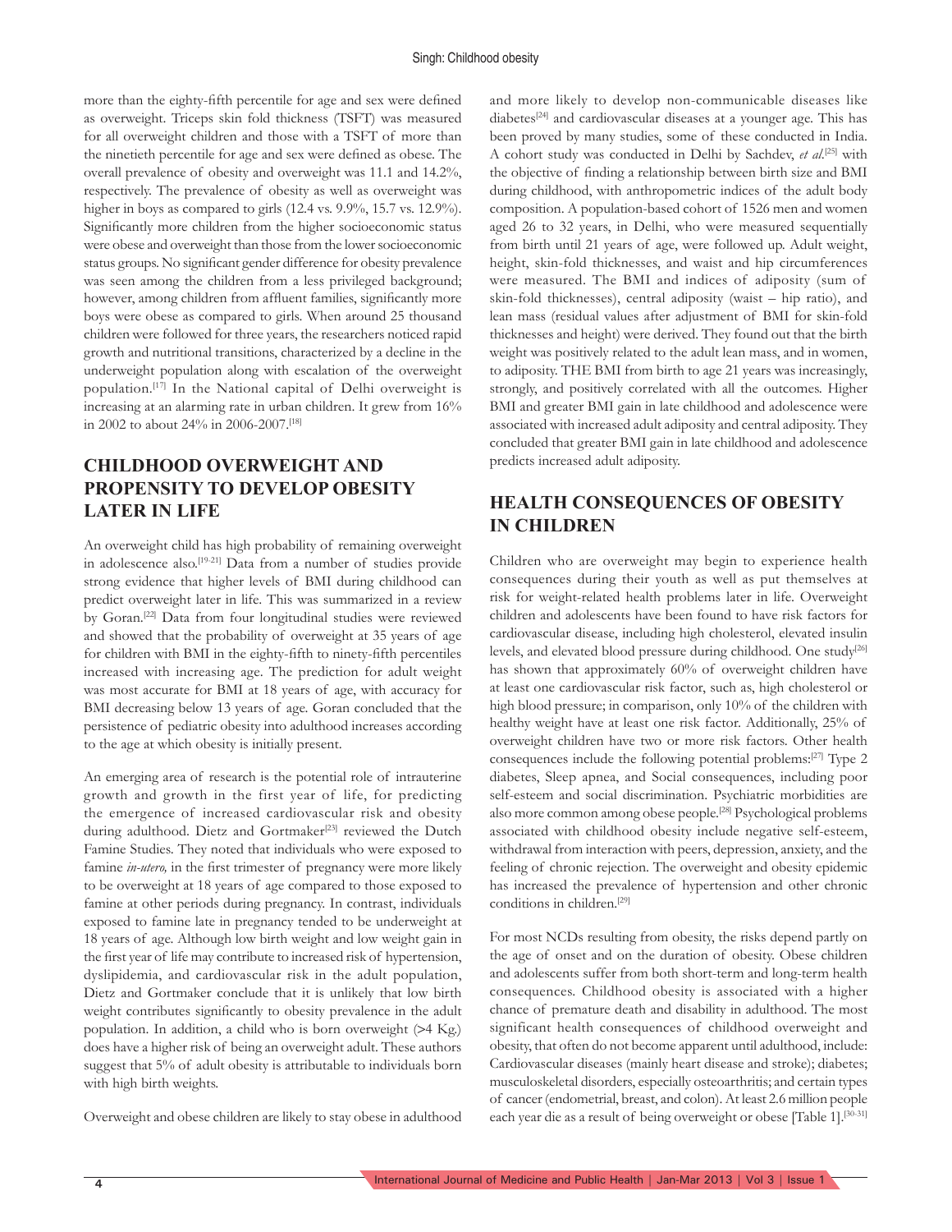more than the eighty-fifth percentile for age and sex were defined as overweight. Triceps skin fold thickness (TSFT) was measured for all overweight children and those with a TSFT of more than the ninetieth percentile for age and sex were defined as obese. The overall prevalence of obesity and overweight was 11.1 and 14.2%, respectively. The prevalence of obesity as well as overweight was higher in boys as compared to girls (12.4 vs. 9.9%, 15.7 vs. 12.9%). Significantly more children from the higher socioeconomic status were obese and overweight than those from the lower socioeconomic status groups. No significant gender difference for obesity prevalence was seen among the children from a less privileged background; however, among children from affluent families, significantly more boys were obese as compared to girls. When around 25 thousand children were followed for three years, the researchers noticed rapid growth and nutritional transitions, characterized by a decline in the underweight population along with escalation of the overweight population.[17] In the National capital of Delhi overweight is increasing at an alarming rate in urban children. It grew from 16% in 2002 to about 24% in 2006-2007.[18]

## CHILDHOOD OVERWEIGHT AND PROPENSITY TO DEVELOP OBESITY LATER IN LIFE

An overweight child has high probability of remaining overweight in adolescence also.[19-21] Data from a number of studies provide strong evidence that higher levels of BMI during childhood can predict overweight later in life. This was summarized in a review by Goran.[22] Data from four longitudinal studies were reviewed and showed that the probability of overweight at 35 years of age for children with BMI in the eighty-fifth to ninety-fifth percentiles increased with increasing age. The prediction for adult weight was most accurate for BMI at 18 years of age, with accuracy for BMI decreasing below 13 years of age. Goran concluded that the persistence of pediatric obesity into adulthood increases according to the age at which obesity is initially present.

An emerging area of research is the potential role of intrauterine growth and growth in the first year of life, for predicting the emergence of increased cardiovascular risk and obesity during adulthood. Dietz and Gortmaker[23] reviewed the Dutch Famine Studies. They noted that individuals who were exposed to famine *in-utero,* in the first trimester of pregnancy were more likely to be overweight at 18 years of age compared to those exposed to famine at other periods during pregnancy. In contrast, individuals exposed to famine late in pregnancy tended to be underweight at 18 years of age. Although low birth weight and low weight gain in the first year of life may contribute to increased risk of hypertension, dyslipidemia, and cardiovascular risk in the adult population, Dietz and Gortmaker conclude that it is unlikely that low birth weight contributes significantly to obesity prevalence in the adult population. In addition, a child who is born overweight (>4 Kg.) does have a higher risk of being an overweight adult. These authors suggest that 5% of adult obesity is attributable to individuals born with high birth weights.

Overweight and obese children are likely to stay obese in adulthood and more likely to develop non-communicable diseases like diabetes[24] and cardiovascular diseases at a younger age. This has been proved by many studies, some of these conducted in India. A cohort study was conducted in Delhi by Sachdev, *et al*.[25] with the objective of finding a relationship between birth size and BMI during childhood, with anthropometric indices of the adult body composition. A population-based cohort of 1526 men and women aged 26 to 32 years, in Delhi, who were measured sequentially from birth until 21 years of age, were followed up. Adult weight, height, skin-fold thicknesses, and waist and hip circumferences were measured. The BMI and indices of adiposity (sum of skin-fold thicknesses), central adiposity (waist – hip ratio), and lean mass (residual values after adjustment of BMI for skin-fold thicknesses and height) were derived. They found out that the birth weight was positively related to the adult lean mass, and in women, to adiposity. THE BMI from birth to age 21 years was increasingly, strongly, and positively correlated with all the outcomes. Higher BMI and greater BMI gain in late childhood and adolescence were associated with increased adult adiposity and central adiposity. They concluded that greater BMI gain in late childhood and adolescence predicts increased adult adiposity.

## HEALTH CONSEQUENCES OF OBESITY IN CHILDREN

Children who are overweight may begin to experience health consequences during their youth as well as put themselves at risk for weight-related health problems later in life. Overweight children and adolescents have been found to have risk factors for cardiovascular disease, including high cholesterol, elevated insulin levels, and elevated blood pressure during childhood. One study[26] has shown that approximately 60% of overweight children have at least one cardiovascular risk factor, such as, high cholesterol or high blood pressure; in comparison, only 10% of the children with healthy weight have at least one risk factor. Additionally, 25% of overweight children have two or more risk factors. Other health consequences include the following potential problems:[27] Type 2 diabetes, Sleep apnea, and Social consequences, including poor self-esteem and social discrimination. Psychiatric morbidities are also more common among obese people.[28] Psychological problems associated with childhood obesity include negative self-esteem, withdrawal from interaction with peers, depression, anxiety, and the feeling of chronic rejection. The overweight and obesity epidemic has increased the prevalence of hypertension and other chronic conditions in children.[29]

For most NCDs resulting from obesity, the risks depend partly on the age of onset and on the duration of obesity. Obese children and adolescents suffer from both short-term and long-term health consequences. Childhood obesity is associated with a higher chance of premature death and disability in adulthood. The most significant health consequences of childhood overweight and obesity, that often do not become apparent until adulthood, include: Cardiovascular diseases (mainly heart disease and stroke); diabetes; musculoskeletal disorders, especially osteoarthritis; and certain types of cancer (endometrial, breast, and colon). At least 2.6 million people each year die as a result of being overweight or obese [Table 1].[30-31]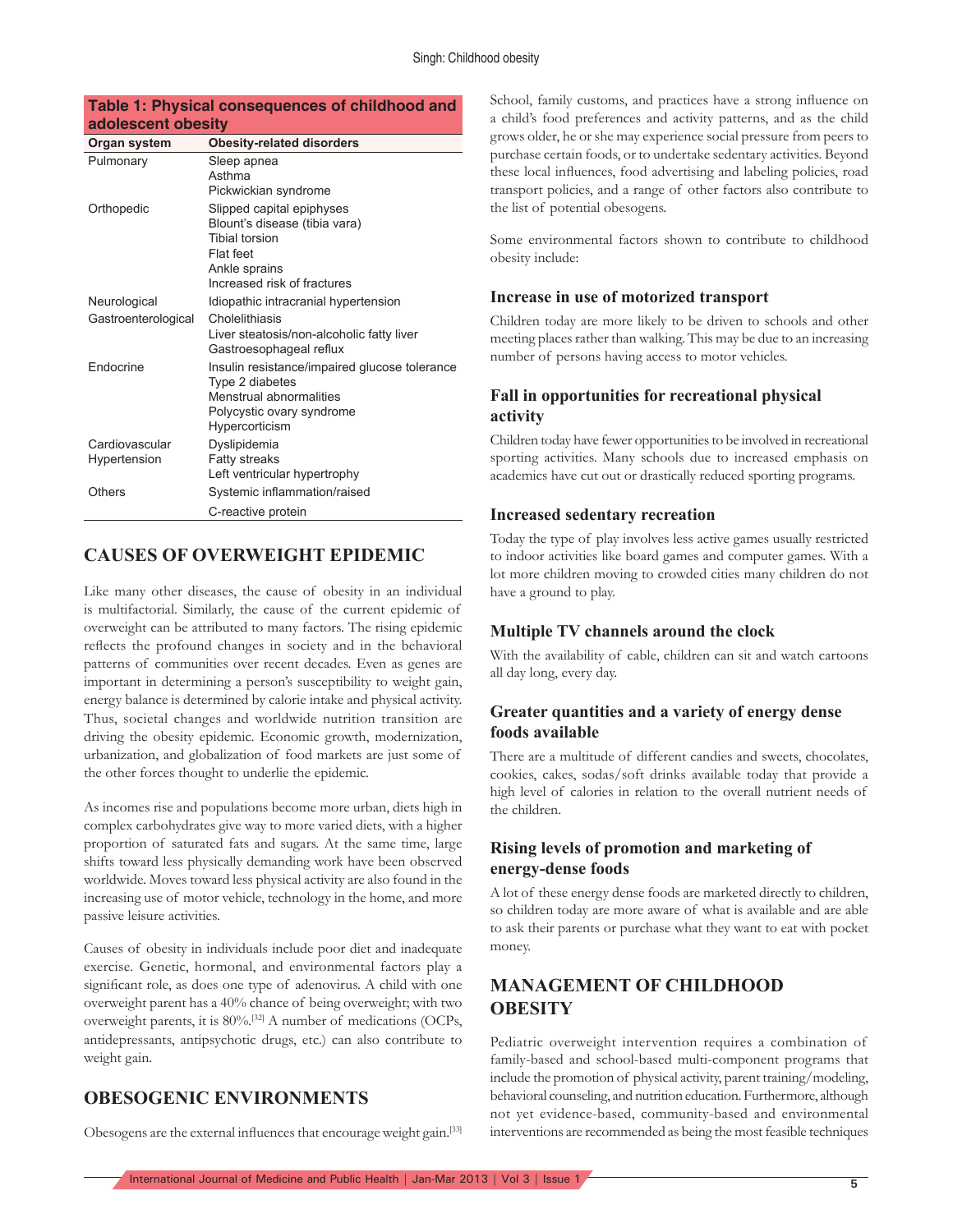**Table 1: Physical consequences of childhood and adolescent obesity**

| Organ system | Obesity-related disorders |
| --- | --- |
| Pulmonary | Sleep apnea<br>Asthma<br>Pickwickian syndrome |
| Orthopedic | Slipped capital epiphyses<br>Blount's disease (tibia vara)<br>Tibial torsion<br>Flat feet<br>Ankle sprains<br>Increased risk of fractures |
| Neurological | Idiopathic intracranial hypertension |
| Gastroenterological | Cholelithiasis<br>Liver steatosis/non-alcoholic fatty liver<br>Gastroesophageal reflux |
| Endocrine | Insulin resistance/impaired glucose tolerance<br>Type 2 diabetes<br>Menstrual abnormalities<br>Polycystic ovary syndrome<br>Hypercorticism |
| Cardiovascular<br>Hypertension | Dyslipidemia<br>Fatty streaks<br>Left ventricular hypertrophy |
| Others | Systemic inflammation/raised<br>C-reactive protein |

## CAUSES OF OVERWEIGHT EPIDEMIC

Like many other diseases, the cause of obesity in an individual is multifactorial. Similarly, the cause of the current epidemic of overweight can be attributed to many factors. The rising epidemic reflects the profound changes in society and in the behavioral patterns of communities over recent decades. Even as genes are important in determining a person's susceptibility to weight gain, energy balance is determined by calorie intake and physical activity. Thus, societal changes and worldwide nutrition transition are driving the obesity epidemic. Economic growth, modernization, urbanization, and globalization of food markets are just some of the other forces thought to underlie the epidemic.

As incomes rise and populations become more urban, diets high in complex carbohydrates give way to more varied diets, with a higher proportion of saturated fats and sugars. At the same time, large shifts toward less physically demanding work have been observed worldwide. Moves toward less physical activity are also found in the increasing use of motor vehicle, technology in the home, and more passive leisure activities.

Causes of obesity in individuals include poor diet and inadequate exercise. Genetic, hormonal, and environmental factors play a significant role, as does one type of adenovirus. A child with one overweight parent has a 40% chance of being overweight; with two overweight parents, it is 80%.[32] A number of medications (OCPs, antidepressants, antipsychotic drugs, etc.) can also contribute to weight gain.

## OBESOGENIC ENVIRONMENTS

Obesogens are the external influences that encourage weight gain.[33] School, family customs, and practices have a strong influence on a child's food preferences and activity patterns, and as the child grows older, he or she may experience social pressure from peers to purchase certain foods, or to undertake sedentary activities. Beyond these local influences, food advertising and labeling policies, road transport policies, and a range of other factors also contribute to the list of potential obesogens.

Some environmental factors shown to contribute to childhood obesity include:

### Increase in use of motorized transport

Children today are more likely to be driven to schools and other meeting places rather than walking. This may be due to an increasing number of persons having access to motor vehicles.

### Fall in opportunities for recreational physical activity

Children today have fewer opportunities to be involved in recreational sporting activities. Many schools due to increased emphasis on academics have cut out or drastically reduced sporting programs.

### Increased sedentary recreation

Today the type of play involves less active games usually restricted to indoor activities like board games and computer games. With a lot more children moving to crowded cities many children do not have a ground to play.

### Multiple TV channels around the clock

With the availability of cable, children can sit and watch cartoons all day long, every day.

### Greater quantities and a variety of energy dense foods available

There are a multitude of different candies and sweets, chocolates, cookies, cakes, sodas/soft drinks available today that provide a high level of calories in relation to the overall nutrient needs of the children.

### Rising levels of promotion and marketing of energy-dense foods

A lot of these energy dense foods are marketed directly to children, so children today are more aware of what is available and are able to ask their parents or purchase what they want to eat with pocket money.

## MANAGEMENT OF CHILDHOOD OBESITY

Pediatric overweight intervention requires a combination of family-based and school-based multi-component programs that include the promotion of physical activity, parent training/modeling, behavioral counseling, and nutrition education. Furthermore, although not yet evidence-based, community-based and environmental interventions are recommended as being the most feasible techniques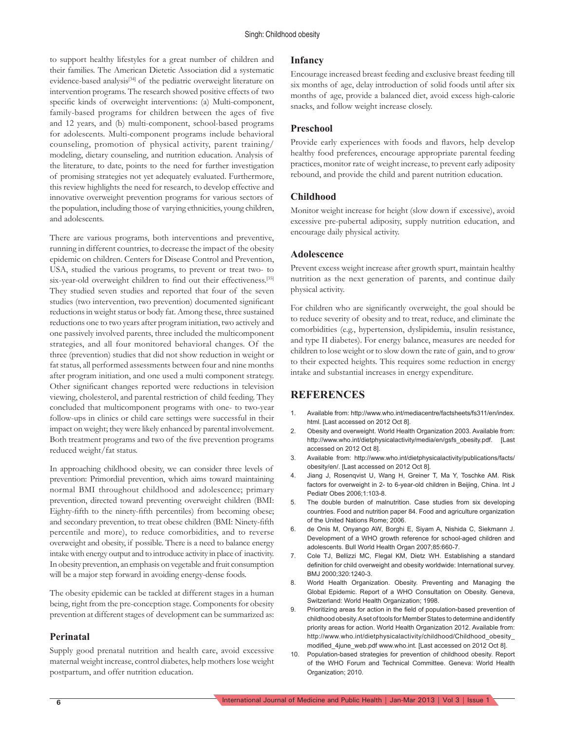to support healthy lifestyles for a great number of children and their families. The American Dietetic Association did a systematic evidence-based analysis[34] of the pediatric overweight literature on intervention programs. The research showed positive effects of two specific kinds of overweight interventions: (a) Multi-component, family-based programs for children between the ages of five and 12 years, and (b) multi-component, school-based programs for adolescents. Multi-component programs include behavioral counseling, promotion of physical activity, parent training/ modeling, dietary counseling, and nutrition education. Analysis of the literature, to date, points to the need for further investigation of promising strategies not yet adequately evaluated. Furthermore, this review highlights the need for research, to develop effective and innovative overweight prevention programs for various sectors of the population, including those of varying ethnicities, young children, and adolescents.

There are various programs, both interventions and preventive, running in different countries, to decrease the impact of the obesity epidemic on children. Centers for Disease Control and Prevention, USA, studied the various programs, to prevent or treat two- to six-year-old overweight children to find out their effectiveness.[35] They studied seven studies and reported that four of the seven studies (two intervention, two prevention) documented significant reductions in weight status or body fat. Among these, three sustained reductions one to two years after program initiation, two actively and one passively involved parents, three included the multicomponent strategies, and all four monitored behavioral changes. Of the three (prevention) studies that did not show reduction in weight or fat status, all performed assessments between four and nine months after program initiation, and one used a multi component strategy. Other significant changes reported were reductions in television viewing, cholesterol, and parental restriction of child feeding. They concluded that multicomponent programs with one- to two-year follow-ups in clinics or child care settings were successful in their impact on weight; they were likely enhanced by parental involvement. Both treatment programs and two of the five prevention programs reduced weight/fat status.

In approaching childhood obesity, we can consider three levels of prevention: Primordial prevention, which aims toward maintaining normal BMI throughout childhood and adolescence; primary prevention, directed toward preventing overweight children (BMI: Eighty-fifth to the ninety-fifth percentiles) from becoming obese; and secondary prevention, to treat obese children (BMI: Ninety-fifth percentile and more), to reduce comorbidities, and to reverse overweight and obesity, if possible. There is a need to balance energy intake with energy output and to introduce activity in place of inactivity. In obesity prevention, an emphasis on vegetable and fruit consumption will be a major step forward in avoiding energy-dense foods.

The obesity epidemic can be tackled at different stages in a human being, right from the pre-conception stage. Components for obesity prevention at different stages of development can be summarized as:

## Perinatal

Supply good prenatal nutrition and health care, avoid excessive maternal weight increase, control diabetes, help mothers lose weight postpartum, and offer nutrition education.

## Infancy

Encourage increased breast feeding and exclusive breast feeding till six months of age, delay introduction of solid foods until after six months of age, provide a balanced diet, avoid excess high-calorie snacks, and follow weight increase closely.

## Preschool

Provide early experiences with foods and flavors, help develop healthy food preferences, encourage appropriate parental feeding practices, monitor rate of weight increase, to prevent early adiposity rebound, and provide the child and parent nutrition education.

## Childhood

Monitor weight increase for height (slow down if excessive), avoid excessive pre-pubertal adiposity, supply nutrition education, and encourage daily physical activity.

## Adolescence

Prevent excess weight increase after growth spurt, maintain healthy nutrition as the next generation of parents, and continue daily physical activity.

For children who are significantly overweight, the goal should be to reduce severity of obesity and to treat, reduce, and eliminate the comorbidities (e.g., hypertension, dyslipidemia, insulin resistance, and type II diabetes). For energy balance, measures are needed for children to lose weight or to slow down the rate of gain, and to grow to their expected heights. This requires some reduction in energy intake and substantial increases in energy expenditure.

# REFERENCES

1. Available from: http://www.who.int/mediacentre/factsheets/fs311/en/index.html. [Last accessed on 2012 Oct 8].
2. Obesity and overweight. World Health Organization 2003. Available from: http://www.who.int/dietphysicalactivity/media/en/gsfs_obesity.pdf. [Last accessed on 2012 Oct 8].
3. Available from: http://www.who.int/dietphysicalactivity/publications/facts/obesity/en/. [Last accessed on 2012 Oct 8].
4. Jiang J, Rosenqvist U, Wang H, Greiner T, Ma Y, Toschke AM. Risk factors for overweight in 2- to 6-year-old children in Beijing, China. Int J Pediatr Obes 2006;1:103-8.
5. The double burden of malnutrition. Case studies from six developing countries. Food and nutrition paper 84. Food and agriculture organization of the United Nations Rome; 2006.
6. de Onis M, Onyango AW, Borghi E, Siyam A, Nishida C, Siekmann J. Development of a WHO growth reference for school-aged children and adolescents. Bull World Health Organ 2007;85:660-7.
7. Cole TJ, Bellizzi MC, Flegal KM, Dietz WH. Establishing a standard definition for child overweight and obesity worldwide: International survey. BMJ 2000;320:1240-3.
8. World Health Organization. Obesity. Preventing and Managing the Global Epidemic. Report of a WHO Consultation on Obesity. Geneva, Switzerland: World Health Organization; 1998.
9. Prioritizing areas for action in the field of population-based prevention of childhood obesity. A set of tools for Member States to determine and identify priority areas for action. World Health Organization 2012. Available from: http://www.who.int/dietphysicalactivity/childhood/Childhood_obesity_modified_4june_web.pdf www.who.int. [Last accessed on 2012 Oct 8].
10. Population-based strategies for prevention of childhood obesity. Report of the WHO Forum and Technical Committee. Geneva: World Health Organization; 2010.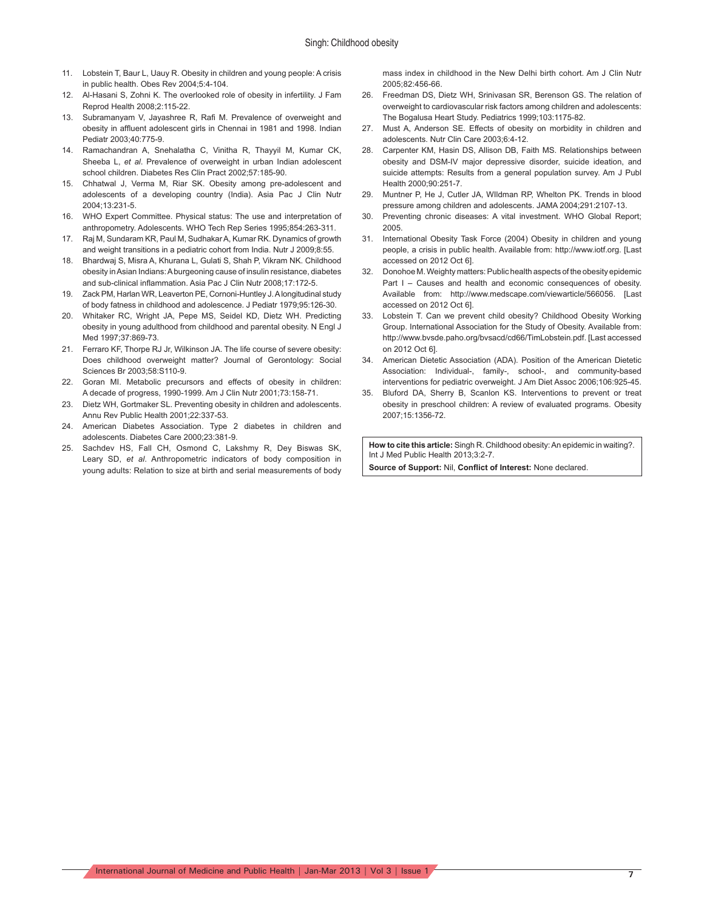11. Lobstein T, Baur L, Uauy R. Obesity in children and young people: A crisis in public health. Obes Rev 2004;5:4-104.
12. Al-Hasani S, Zohni K. The overlooked role of obesity in infertility. J Fam Reprod Health 2008;2:115-22.
13. Subramanyam V, Jayashree R, Rafi M. Prevalence of overweight and obesity in affluent adolescent girls in Chennai in 1981 and 1998. Indian Pediatr 2003;40:775-9.
14. Ramachandran A, Snehalatha C, Vinitha R, Thayyil M, Kumar CK, Sheeba L, *et al*. Prevalence of overweight in urban Indian adolescent school children. Diabetes Res Clin Pract 2002;57:185-90.
15. Chhatwal J, Verma M, Riar SK. Obesity among pre-adolescent and adolescents of a developing country (India). Asia Pac J Clin Nutr 2004;13:231-5.
16. WHO Expert Committee. Physical status: The use and interpretation of anthropometry. Adolescents. WHO Tech Rep Series 1995;854:263-311.
17. Raj M, Sundaram KR, Paul M, Sudhakar A, Kumar RK. Dynamics of growth and weight transitions in a pediatric cohort from India. Nutr J 2009;8:55.
18. Bhardwaj S, Misra A, Khurana L, Gulati S, Shah P, Vikram NK. Childhood obesity in Asian Indians: A burgeoning cause of insulin resistance, diabetes and sub-clinical inflammation. Asia Pac J Clin Nutr 2008;17:172-5.
19. Zack PM, Harlan WR, Leaverton PE, Cornoni-Huntley J. A longitudinal study of body fatness in childhood and adolescence. J Pediatr 1979;95:126-30.
20. Whitaker RC, Wright JA, Pepe MS, Seidel KD, Dietz WH. Predicting obesity in young adulthood from childhood and parental obesity. N Engl J Med 1997;37:869-73.
21. Ferraro KF, Thorpe RJ Jr, Wilkinson JA. The life course of severe obesity: Does childhood overweight matter? Journal of Gerontology: Social Sciences Br 2003;58:S110-9.
22. Goran MI. Metabolic precursors and effects of obesity in children: A decade of progress, 1990-1999. Am J Clin Nutr 2001;73:158-71.
23. Dietz WH, Gortmaker SL. Preventing obesity in children and adolescents. Annu Rev Public Health 2001;22:337-53.
24. American Diabetes Association. Type 2 diabetes in children and adolescents. Diabetes Care 2000;23:381-9.
25. Sachdev HS, Fall CH, Osmond C, Lakshmy R, Dey Biswas SK, Leary SD, *et al*. Anthropometric indicators of body composition in young adults: Relation to size at birth and serial measurements of body mass index in childhood in the New Delhi birth cohort. Am J Clin Nutr 2005;82:456-66.
26. Freedman DS, Dietz WH, Srinivasan SR, Berenson GS. The relation of overweight to cardiovascular risk factors among children and adolescents: The Bogalusa Heart Study. Pediatrics 1999;103:1175-82.
27. Must A, Anderson SE. Effects of obesity on morbidity in children and adolescents. Nutr Clin Care 2003;6:4-12.
28. Carpenter KM, Hasin DS, Allison DB, Faith MS. Relationships between obesity and DSM-IV major depressive disorder, suicide ideation, and suicide attempts: Results from a general population survey. Am J Publ Health 2000;90:251-7.
29. Muntner P, He J, Cutler JA, WIldman RP, Whelton PK. Trends in blood pressure among children and adolescents. JAMA 2004;291:2107-13.
30. Preventing chronic diseases: A vital investment. WHO Global Report; 2005.
31. International Obesity Task Force (2004) Obesity in children and young people, a crisis in public health. Available from: http://www.iotf.org. [Last accessed on 2012 Oct 6].
32. Donohoe M. Weighty matters: Public health aspects of the obesity epidemic Part I – Causes and health and economic consequences of obesity. Available from: http://www.medscape.com/viewarticle/566056. [Last accessed on 2012 Oct 6].
33. Lobstein T. Can we prevent child obesity? Childhood Obesity Working Group. International Association for the Study of Obesity. Available from: http://www.bvsde.paho.org/bvsacd/cd66/TimLobstein.pdf. [Last accessed on 2012 Oct 6].
34. American Dietetic Association (ADA). Position of the American Dietetic Association: Individual-, family-, school-, and community-based interventions for pediatric overweight. J Am Diet Assoc 2006;106:925-45.
35. Bluford DA, Sherry B, Scanlon KS. Interventions to prevent or treat obesity in preschool children: A review of evaluated programs. Obesity 2007;15:1356-72.

**How to cite this article:** Singh R. Childhood obesity: An epidemic in waiting?. Int J Med Public Health 2013;3:2-7.

**Source of Support:** Nil, **Conflict of Interest:** None declared.